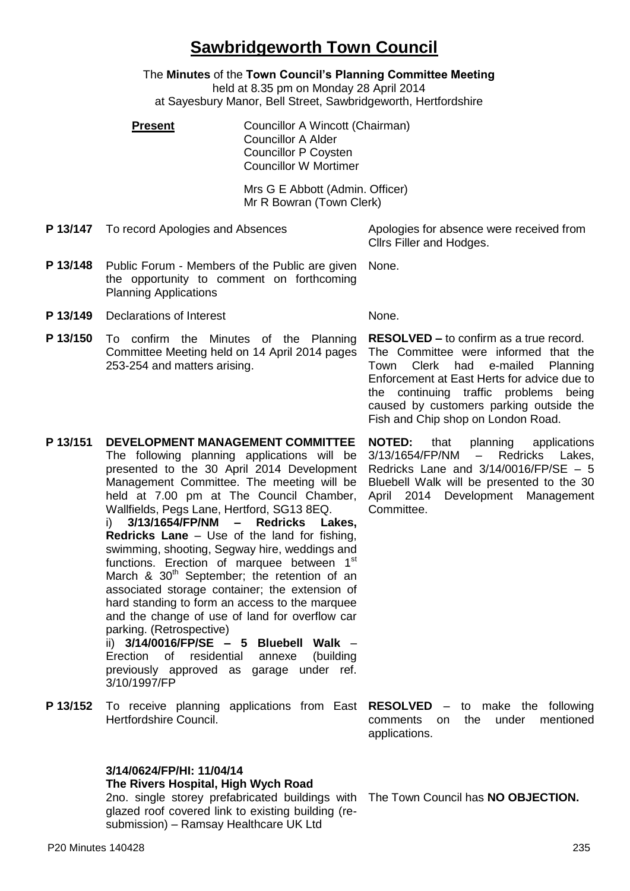# Sawbridgeworth Town Council

The **Minutes** of the **Town Council's Planning Committee Meeting**
held at 8.35 pm on Monday 28 April 2014
at Sayesbury Manor, Bell Street, Sawbridgeworth, Hertfordshire

**Present**

Councillor A Wincott (Chairman)
Councillor A Alder
Councillor P Coysten
Councillor W Mortimer

Mrs G E Abbott (Admin. Officer)
Mr R Bowran (Town Clerk)

| | | |
|---|---|---|
| **P 13/147** | To record Apologies and Absences | Apologies for absence were received from Cllrs Filler and Hodges. |
| **P 13/148** | Public Forum - Members of the Public are given the opportunity to comment on forthcoming Planning Applications | None. |
| **P 13/149** | Declarations of Interest | None. |
| **P 13/150** | To confirm the Minutes of the Planning Committee Meeting held on 14 April 2014 pages 253-254 and matters arising. | **RESOLVED –** to confirm as a true record. The Committee were informed that the Town Clerk had e-mailed Planning Enforcement at East Herts for advice due to the continuing traffic problems being caused by customers parking outside the Fish and Chip shop on London Road. |
| **P 13/151** | **DEVELOPMENT MANAGEMENT COMMITTEE** The following planning applications will be presented to the 30 April 2014 Development Management Committee. The meeting will be held at 7.00 pm at The Council Chamber, Wallfields, Pegs Lane, Hertford, SG13 8EQ. i) **3/13/1654/FP/NM – Redricks Lakes, Redricks Lane** – Use of the land for fishing, swimming, shooting, Segway hire, weddings and functions. Erection of marquee between 1st March & 30th September; the retention of an associated storage container; the extension of hard standing to form an access to the marquee and the change of use of land for overflow car parking. (Retrospective) ii) **3/14/0016/FP/SE – 5 Bluebell Walk** – Erection of residential annexe (building previously approved as garage under ref. 3/10/1997/FP | **NOTED:** that planning applications 3/13/1654/FP/NM – Redricks Lakes, Redricks Lane and 3/14/0016/FP/SE – 5 Bluebell Walk will be presented to the 30 April 2014 Development Management Committee. |
| **P 13/152** | To receive planning applications from East Hertfordshire Council. | **RESOLVED** – to make the following comments on the under mentioned applications. |

**3/14/0624/FP/HI: 11/04/14**
**The Rivers Hospital, High Wych Road**
2no. single storey prefabricated buildings with glazed roof covered link to existing building (re-submission) – Ramsay Healthcare UK Ltd

The Town Council has **NO OBJECTION.**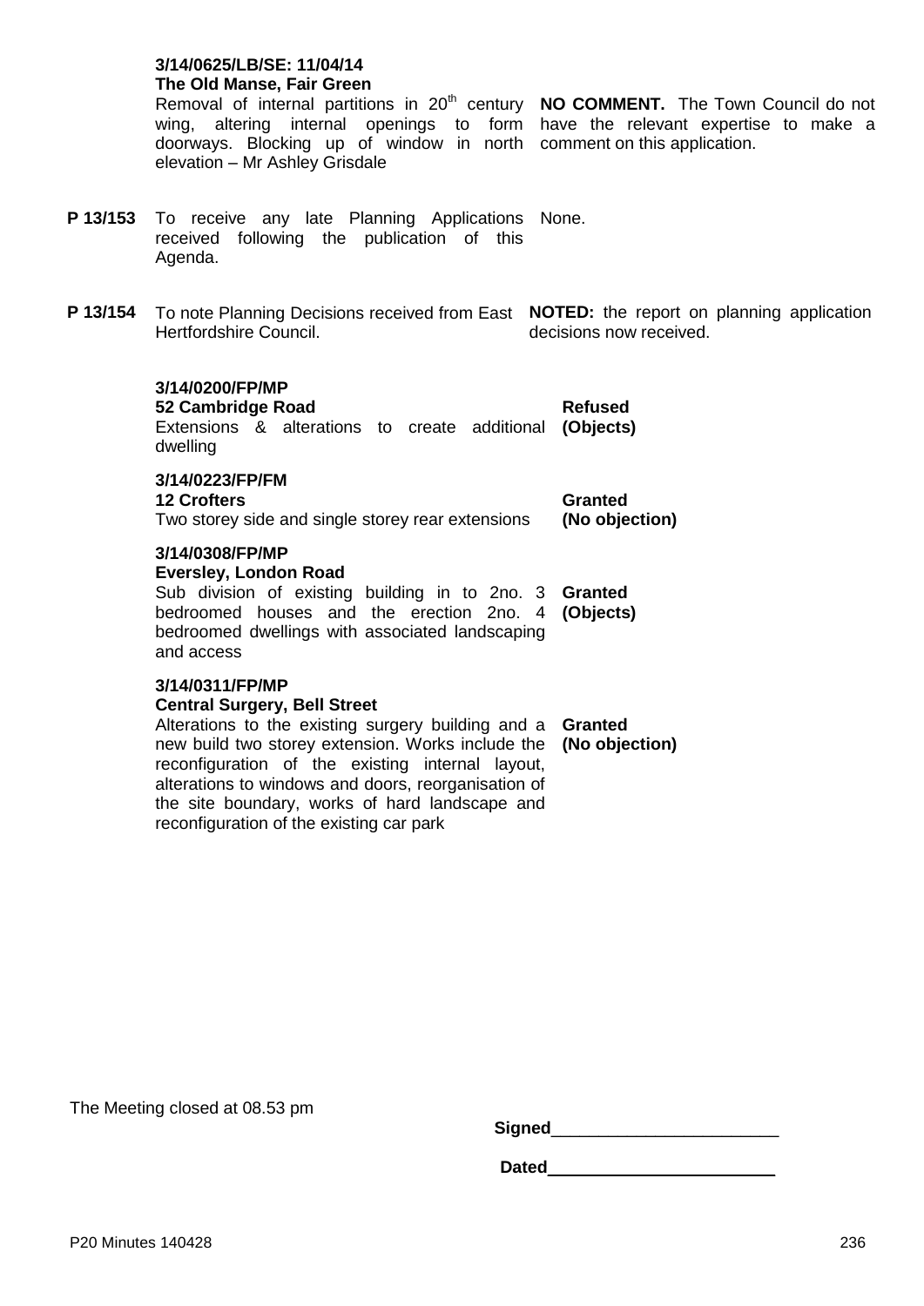**3/14/0625/LB/SE: 11/04/14**
**The Old Manse, Fair Green**
Removal of internal partitions in 20th century wing, altering internal openings to form doorways. Blocking up of window in north elevation – Mr Ashley Grisdale

**NO COMMENT.** The Town Council do not have the relevant expertise to make a comment on this application.

**P 13/153** To receive any late Planning Applications received following the publication of this Agenda. — None.

**P 13/154** To note Planning Decisions received from East Hertfordshire Council. — **NOTED:** the report on planning application decisions now received.

| | |
|---|---|
| **3/14/0200/FP/MP**<br>**52 Cambridge Road**<br>Extensions & alterations to create additional dwelling | **Refused**<br>**(Objects)** |
| **3/14/0223/FP/FM**<br>**12 Crofters**<br>Two storey side and single storey rear extensions | **Granted**<br>**(No objection)** |
| **3/14/0308/FP/MP**<br>**Eversley, London Road**<br>Sub division of existing building in to 2no. 3 bedroomed houses and the erection 2no. 4 bedroomed dwellings with associated landscaping and access | **Granted**<br>**(Objects)** |
| **3/14/0311/FP/MP**<br>**Central Surgery, Bell Street**<br>Alterations to the existing surgery building and a new build two storey extension. Works include the reconfiguration of the existing internal layout, alterations to windows and doors, reorganisation of the site boundary, works of hard landscape and reconfiguration of the existing car park | **Granted**<br>**(No objection)** |

The Meeting closed at 08.53 pm

**Signed**________________________

**Dated**________________________

P20 Minutes 140428